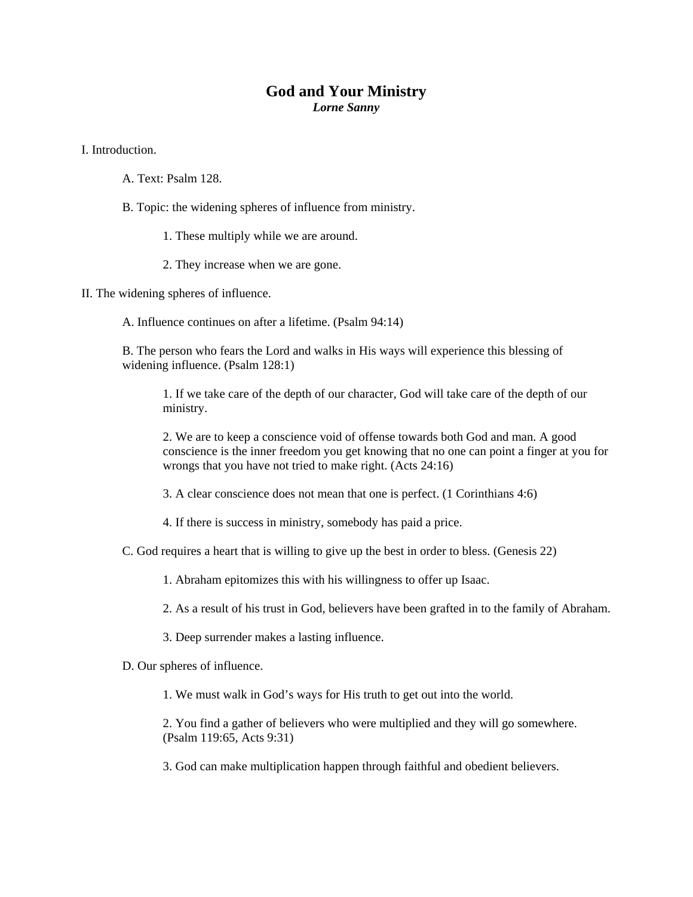# God and Your Ministry

***Lorne Sanny***

I. Introduction.

A. Text: Psalm 128.

B. Topic: the widening spheres of influence from ministry.

1. These multiply while we are around.

2. They increase when we are gone.

II. The widening spheres of influence.

A. Influence continues on after a lifetime. (Psalm 94:14)

B. The person who fears the Lord and walks in His ways will experience this blessing of widening influence. (Psalm 128:1)

1. If we take care of the depth of our character, God will take care of the depth of our ministry.

2. We are to keep a conscience void of offense towards both God and man. A good conscience is the inner freedom you get knowing that no one can point a finger at you for wrongs that you have not tried to make right. (Acts 24:16)

3. A clear conscience does not mean that one is perfect. (1 Corinthians 4:6)

4. If there is success in ministry, somebody has paid a price.

C. God requires a heart that is willing to give up the best in order to bless. (Genesis 22)

1. Abraham epitomizes this with his willingness to offer up Isaac.

2. As a result of his trust in God, believers have been grafted in to the family of Abraham.

3. Deep surrender makes a lasting influence.

D. Our spheres of influence.

1. We must walk in God's ways for His truth to get out into the world.

2. You find a gather of believers who were multiplied and they will go somewhere. (Psalm 119:65, Acts 9:31)

3. God can make multiplication happen through faithful and obedient believers.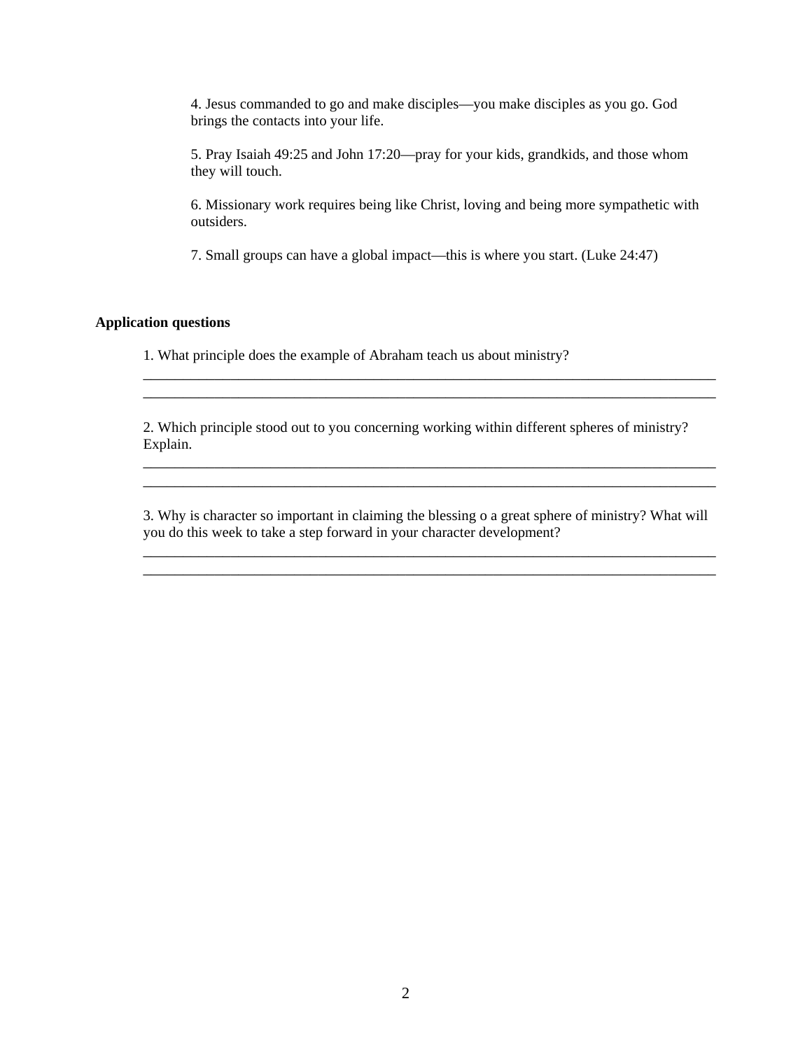4. Jesus commanded to go and make disciples—you make disciples as you go. God brings the contacts into your life.

5. Pray Isaiah 49:25 and John 17:20—pray for your kids, grandkids, and those whom they will touch.

6. Missionary work requires being like Christ, loving and being more sympathetic with outsiders.

7. Small groups can have a global impact—this is where you start. (Luke 24:47)

**Application questions**

1. What principle does the example of Abraham teach us about ministry?

________________________________________________________________________________
________________________________________________________________________________

2. Which principle stood out to you concerning working within different spheres of ministry? Explain.

________________________________________________________________________________
________________________________________________________________________________

3. Why is character so important in claiming the blessing o a great sphere of ministry? What will you do this week to take a step forward in your character development?

________________________________________________________________________________
________________________________________________________________________________